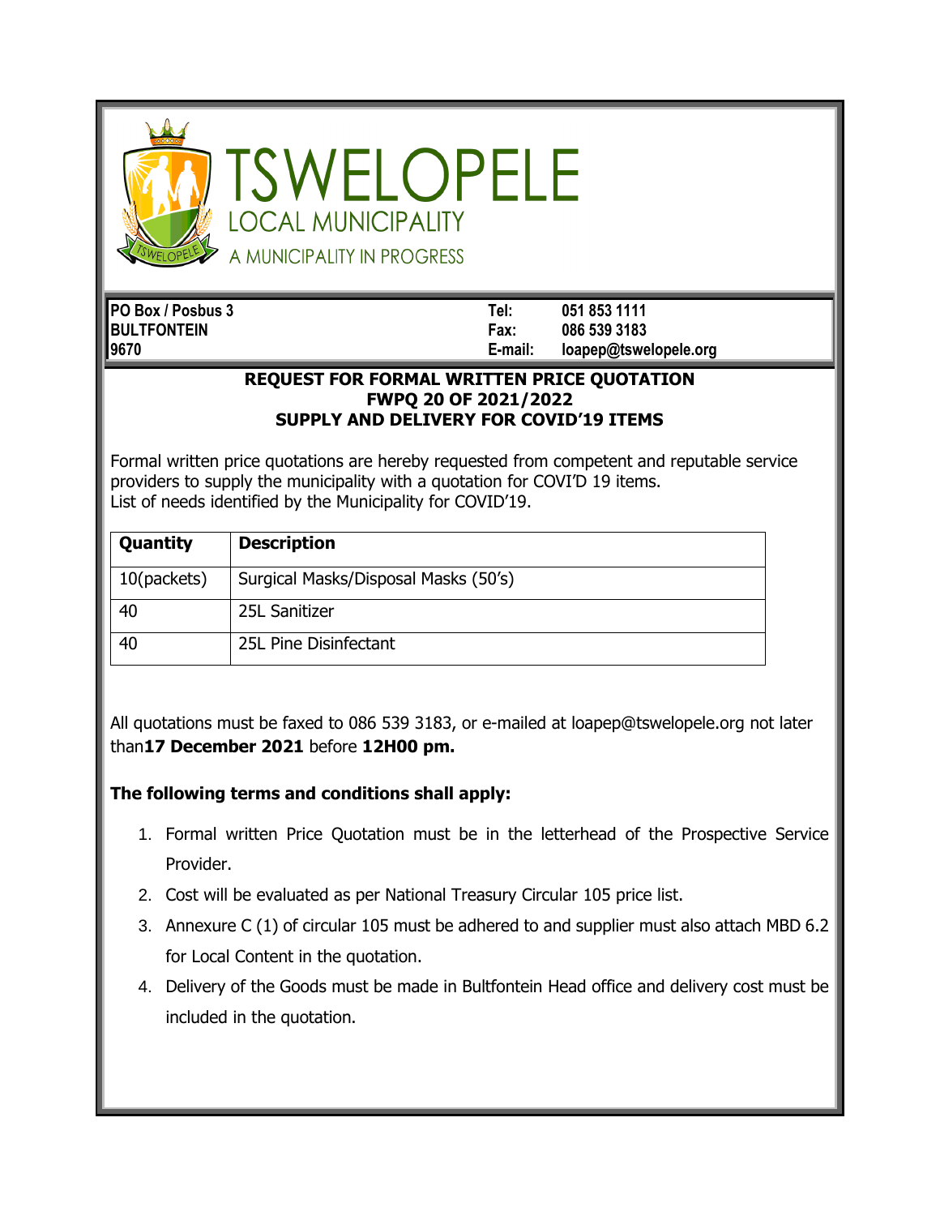# TSWELOPELE
## LOCAL MUNICIPALITY
A MUNICIPALITY IN PROGRESS

| | | | |
|---|---|---|---|
| **PO Box / Posbus 3** | | **Tel:** | **051 853 1111** |
| **BULTFONTEIN** | | **Fax:** | **086 539 3183** |
| **9670** | | **E-mail:** | **loapep@tswelopele.org** |

**REQUEST FOR FORMAL WRITTEN PRICE QUOTATION**
**FWPQ 20 OF 2021/2022**
**SUPPLY AND DELIVERY FOR COVID'19 ITEMS**

Formal written price quotations are hereby requested from competent and reputable service providers to supply the municipality with a quotation for COVI'D 19 items.
List of needs identified by the Municipality for COVID'19.

| Quantity | Description |
|---|---|
| 10(packets) | Surgical Masks/Disposal Masks (50's) |
| 40 | 25L Sanitizer |
| 40 | 25L Pine Disinfectant |

All quotations must be faxed to 086 539 3183, or e-mailed at loapep@tswelopele.org not later than**17 December 2021** before **12H00 pm.**

**The following terms and conditions shall apply:**

1. Formal written Price Quotation must be in the letterhead of the Prospective Service Provider.
2. Cost will be evaluated as per National Treasury Circular 105 price list.
3. Annexure C (1) of circular 105 must be adhered to and supplier must also attach MBD 6.2 for Local Content in the quotation.
4. Delivery of the Goods must be made in Bultfontein Head office and delivery cost must be included in the quotation.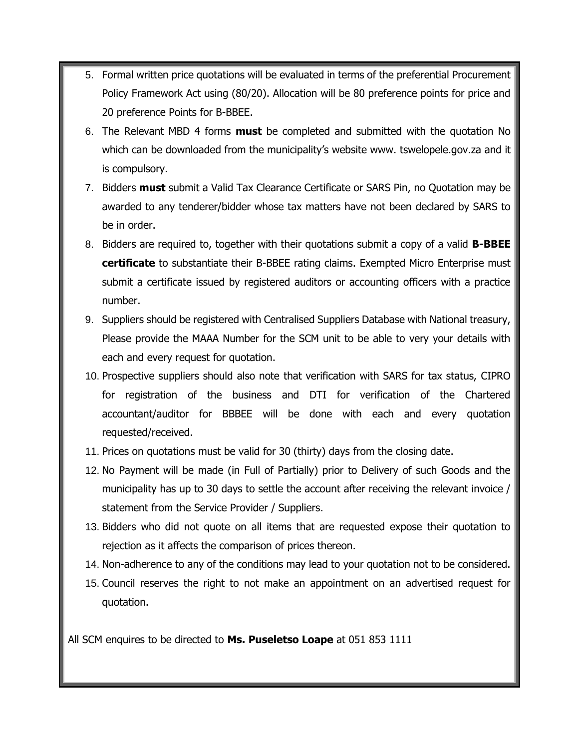5. Formal written price quotations will be evaluated in terms of the preferential Procurement Policy Framework Act using (80/20). Allocation will be 80 preference points for price and 20 preference Points for B-BBEE.
6. The Relevant MBD 4 forms **must** be completed and submitted with the quotation No which can be downloaded from the municipality's website www. tswelopele.gov.za and it is compulsory.
7. Bidders **must** submit a Valid Tax Clearance Certificate or SARS Pin, no Quotation may be awarded to any tenderer/bidder whose tax matters have not been declared by SARS to be in order.
8. Bidders are required to, together with their quotations submit a copy of a valid **B-BBEE certificate** to substantiate their B-BBEE rating claims. Exempted Micro Enterprise must submit a certificate issued by registered auditors or accounting officers with a practice number.
9. Suppliers should be registered with Centralised Suppliers Database with National treasury, Please provide the MAAA Number for the SCM unit to be able to very your details with each and every request for quotation.
10. Prospective suppliers should also note that verification with SARS for tax status, CIPRO for registration of the business and DTI for verification of the Chartered accountant/auditor for BBBEE will be done with each and every quotation requested/received.
11. Prices on quotations must be valid for 30 (thirty) days from the closing date.
12. No Payment will be made (in Full of Partially) prior to Delivery of such Goods and the municipality has up to 30 days to settle the account after receiving the relevant invoice / statement from the Service Provider / Suppliers.
13. Bidders who did not quote on all items that are requested expose their quotation to rejection as it affects the comparison of prices thereon.
14. Non-adherence to any of the conditions may lead to your quotation not to be considered.
15. Council reserves the right to not make an appointment on an advertised request for quotation.

All SCM enquires to be directed to **Ms. Puseletso Loape** at 051 853 1111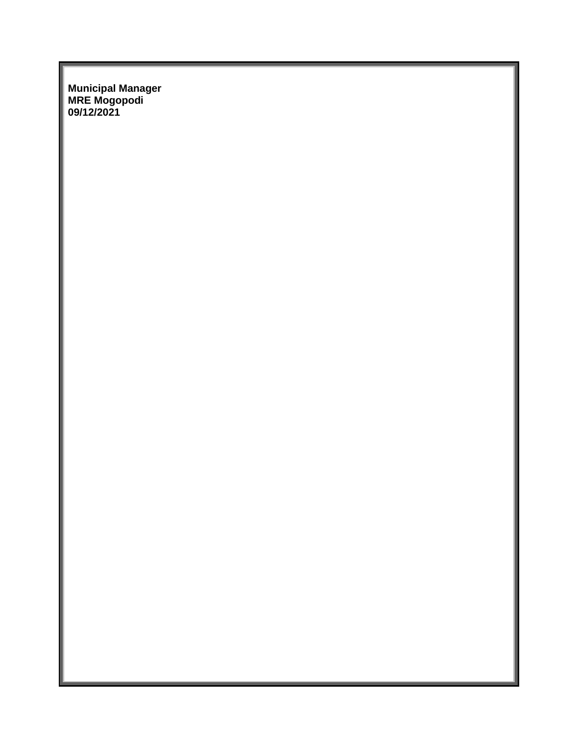**Municipal Manager**
**MRE Mogopodi**
**09/12/2021**